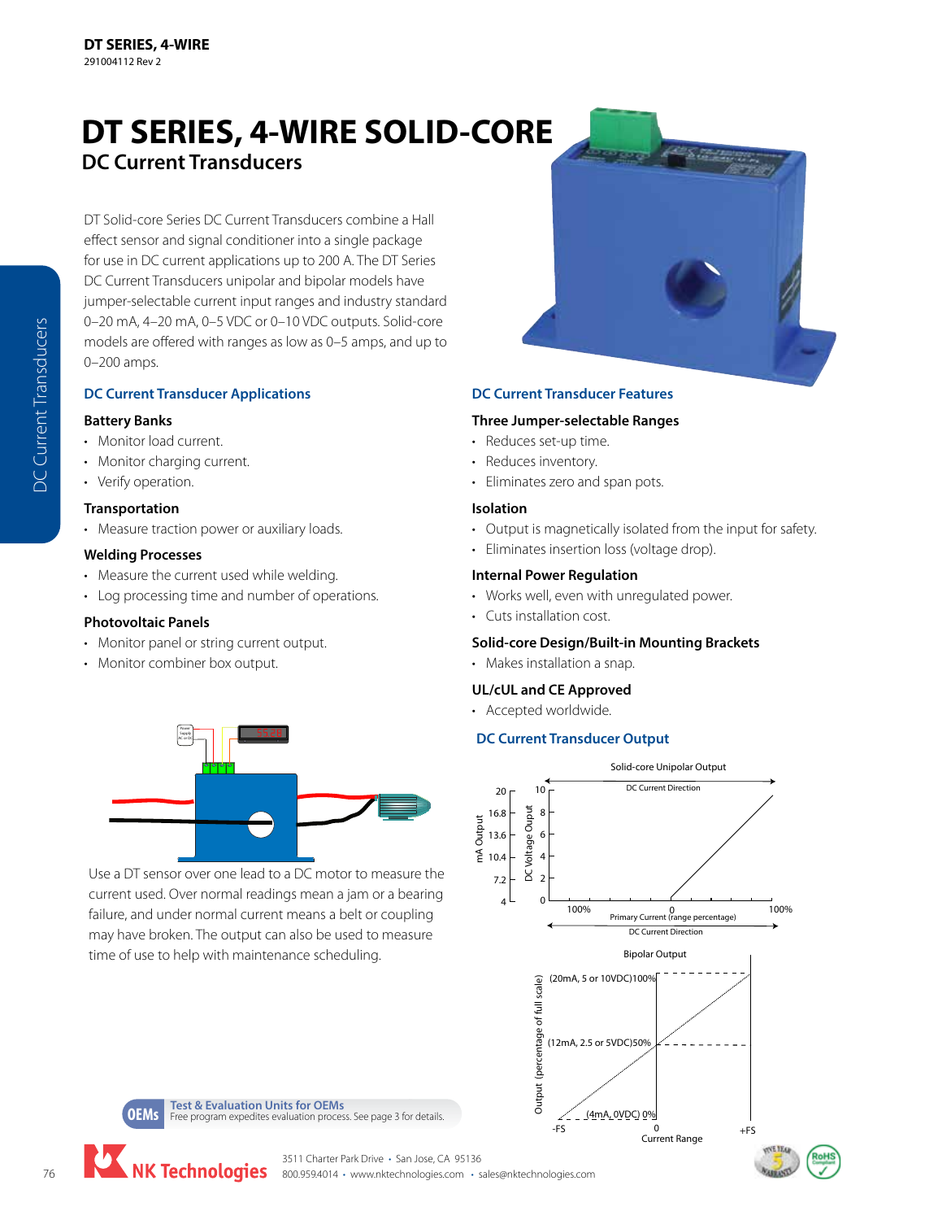# DT SERIES, 4-WIRE SOLID-CORE

## DC Current Transducers

DT Solid-core Series DC Current Transducers combine a Hall effect sensor and signal conditioner into a single package for use in DC current applications up to 200 A. The DT Series DC Current Transducers unipolar and bipolar models have jumper-selectable current input ranges and industry standard 0–20 mA, 4–20 mA, 0–5 VDC or 0–10 VDC outputs. Solid-core models are offered with ranges as low as 0–5 amps, and up to 0–200 amps.

### DC Current Transducer Applications

**Battery Banks**

- Monitor load current.
- Monitor charging current.
- Verify operation.

**Transportation**

- Measure traction power or auxiliary loads.

**Welding Processes**

- Measure the current used while welding.
- Log processing time and number of operations.

**Photovoltaic Panels**

- Monitor panel or string current output.
- Monitor combiner box output.

Use a DT sensor over one lead to a DC motor to measure the current used. Over normal readings mean a jam or a bearing failure, and under normal current means a belt or coupling may have broken. The output can also be used to measure time of use to help with maintenance scheduling.

**OEMs** Test & Evaluation Units for OEMs
Free program expedites evaluation process. See page 3 for details.

### DC Current Transducer Features

**Three Jumper-selectable Ranges**

- Reduces set-up time.
- Reduces inventory.
- Eliminates zero and span pots.

**Isolation**

- Output is magnetically isolated from the input for safety.
- Eliminates insertion loss (voltage drop).

**Internal Power Regulation**

- Works well, even with unregulated power.
- Cuts installation cost.

**Solid-core Design/Built-in Mounting Brackets**

- Makes installation a snap.

**UL/cUL and CE Approved**

- Accepted worldwide.

### DC Current Transducer Output

Solid-core Unipolar Output

Bipolar Output

NK Technologies
3511 Charter Park Drive • San Jose, CA 95136
800.959.4014 • www.nktechnologies.com • sales@nktechnologies.com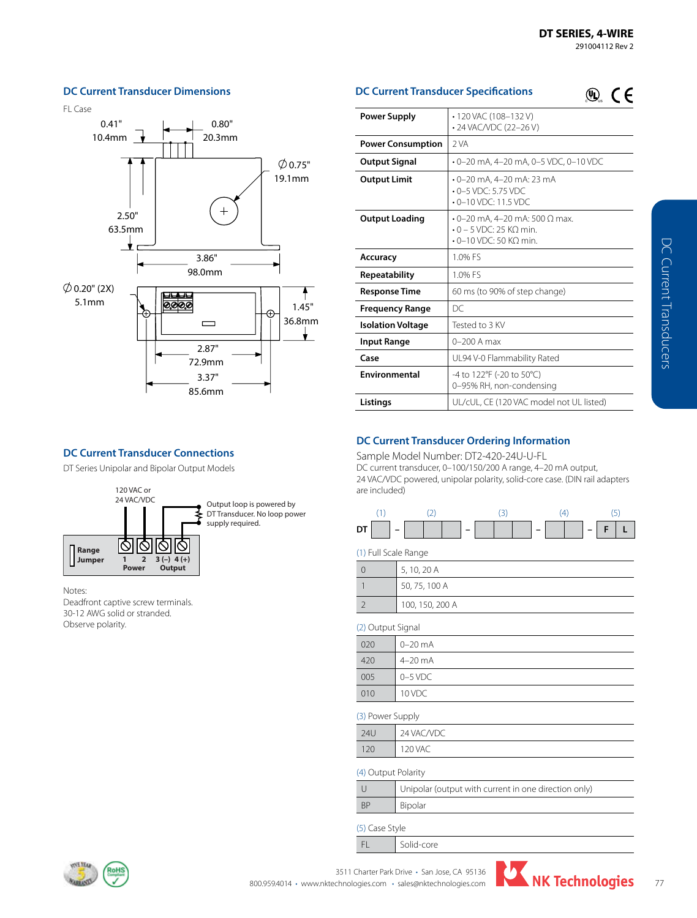## DC Current Transducer Dimensions

FL Case

0.41"
10.4mm

0.80"
20.3mm

∅0.75"
19.1mm

2.50"
63.5mm

3.86"
98.0mm

∅0.20" (2X)
5.1mm

1.45"
36.8mm

2.87"
72.9mm

3.37"
85.6mm

## DC Current Transducer Specifications

| | |
|---|---|
| **Power Supply** | • 120 VAC (108–132 V)<br>• 24 VAC/VDC (22–26 V) |
| **Power Consumption** | 2 VA |
| **Output Signal** | • 0–20 mA, 4–20 mA, 0–5 VDC, 0–10 VDC |
| **Output Limit** | • 0–20 mA, 4–20 mA: 23 mA<br>• 0–5 VDC: 5.75 VDC<br>• 0–10 VDC: 11.5 VDC |
| **Output Loading** | • 0–20 mA, 4–20 mA: 500 Ω max.<br>• 0 – 5 VDC: 25 KΩ min.<br>• 0–10 VDC: 50 KΩ min. |
| **Accuracy** | 1.0% FS |
| **Repeatability** | 1.0% FS |
| **Response Time** | 60 ms (to 90% of step change) |
| **Frequency Range** | DC |
| **Isolation Voltage** | Tested to 3 KV |
| **Input Range** | 0–200 A max |
| **Case** | UL94 V-0 Flammability Rated |
| **Environmental** | -4 to 122°F (-20 to 50°C)<br>0–95% RH, non-condensing |
| **Listings** | UL/cUL, CE (120 VAC model not UL listed) |

## DC Current Transducer Connections

DT Series Unipolar and Bipolar Output Models

120 VAC or
24 VAC/VDC

Output loop is powered by DT Transducer. No loop power supply required.

Range Jumper

1 2 Power

3 (–) 4 (+) Output

Notes:
Deadfront captive screw terminals.
30-12 AWG solid or stranded.
Observe polarity.

## DC Current Transducer Ordering Information

Sample Model Number: DT2-420-24U-U-FL
DC current transducer, 0–100/150/200 A range, 4–20 mA output, 24 VAC/VDC powered, unipolar polarity, solid-core case. (DIN rail adapters are included)

DT (1) – (2) – (3) – (4) – (5) F L

(1) Full Scale Range

| | |
|---|---|
| 0 | 5, 10, 20 A |
| 1 | 50, 75, 100 A |
| 2 | 100, 150, 200 A |

(2) Output Signal

| | |
|---|---|
| 020 | 0–20 mA |
| 420 | 4–20 mA |
| 005 | 0–5 VDC |
| 010 | 10 VDC |

(3) Power Supply

| | |
|---|---|
| 24U | 24 VAC/VDC |
| 120 | 120 VAC |

(4) Output Polarity

| | |
|---|---|
| U | Unipolar (output with current in one direction only) |
| BP | Bipolar |

(5) Case Style

| | |
|---|---|
| FL | Solid-core |

3511 Charter Park Drive • San Jose, CA 95136
800.959.4014 • www.nktechnologies.com • sales@nktechnologies.com